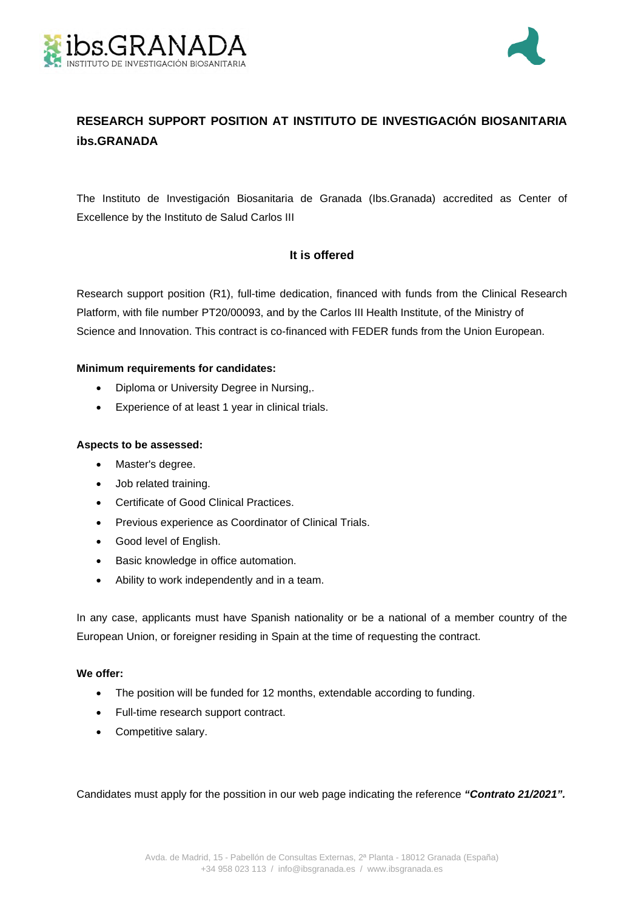# RESEARCH SUPPORT POSITION AT INSTITUTO DE INVESTIGACIÓN BIOSANITARIA ibs.GRANADA

The Instituto de Investigación Biosanitaria de Granada (Ibs.Granada) accredited as Center of Excellence by the Instituto de Salud Carlos III

## It is offered

Research support position (R1), full-time dedication, financed with funds from the Clinical Research Platform, with file number PT20/00093, and by the Carlos III Health Institute, of the Ministry of Science and Innovation. This contract is co-financed with FEDER funds from the Union European.

**Minimum requirements for candidates:**

- Diploma or University Degree in Nursing,.
- Experience of at least 1 year in clinical trials.

**Aspects to be assessed:**

- Master's degree.
- Job related training.
- Certificate of Good Clinical Practices.
- Previous experience as Coordinator of Clinical Trials.
- Good level of English.
- Basic knowledge in office automation.
- Ability to work independently and in a team.

In any case, applicants must have Spanish nationality or be a national of a member country of the European Union, or foreigner residing in Spain at the time of requesting the contract.

**We offer:**

- The position will be funded for 12 months, extendable according to funding.
- Full-time research support contract.
- Competitive salary.

Candidates must apply for the possition in our web page indicating the reference ***"Contrato 21/2021".***

Avda. de Madrid, 15 - Pabellón de Consultas Externas, 2ª Planta - 18012 Granada (España)
+34 958 023 113 / info@ibsgranada.es / www.ibsgranada.es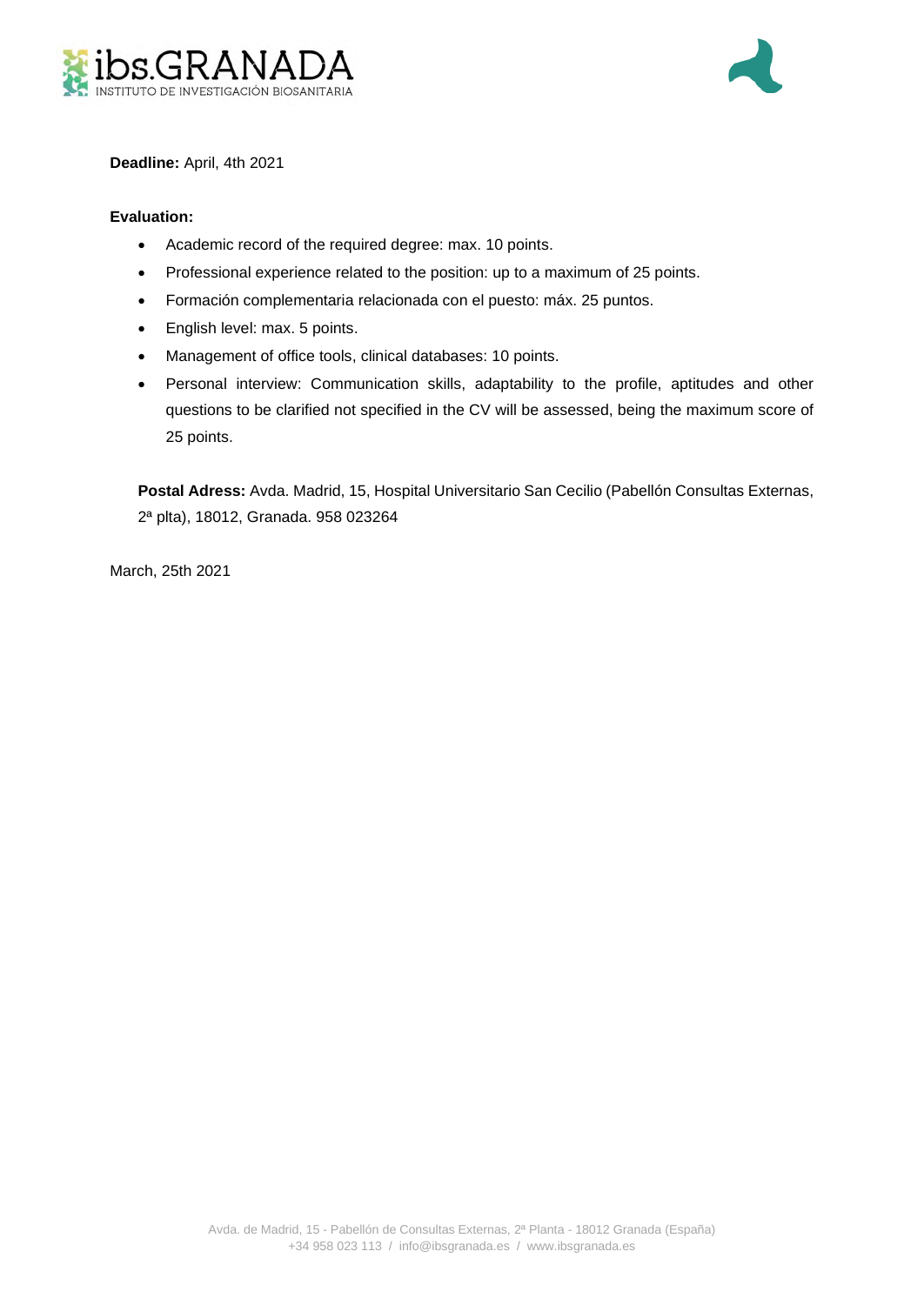**Deadline:** April, 4th 2021

**Evaluation:**

- Academic record of the required degree: max. 10 points.
- Professional experience related to the position: up to a maximum of 25 points.
- Formación complementaria relacionada con el puesto: máx. 25 puntos.
- English level: max. 5 points.
- Management of office tools, clinical databases: 10 points.
- Personal interview: Communication skills, adaptability to the profile, aptitudes and other questions to be clarified not specified in the CV will be assessed, being the maximum score of 25 points.

**Postal Adress:** Avda. Madrid, 15, Hospital Universitario San Cecilio (Pabellón Consultas Externas, 2ª plta), 18012, Granada. 958 023264

March, 25th 2021